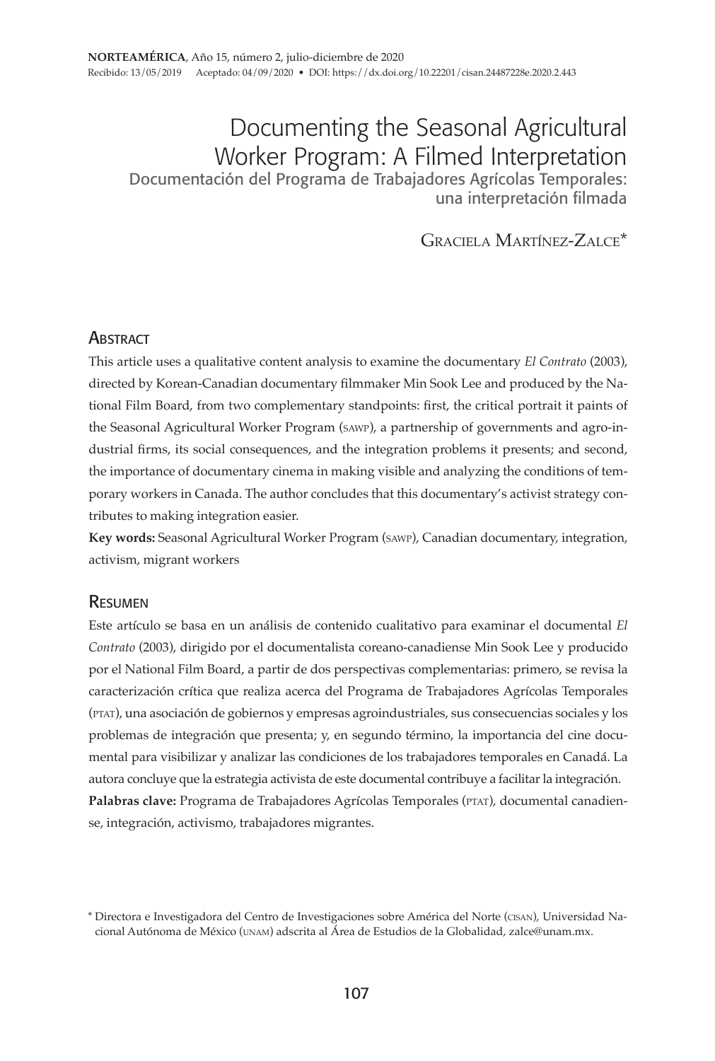**NORTEAMÉRICA**, Año 15, número 2, julio-diciembre de 2020
Recibido: 13/05/2019 Aceptado: 04/09/2020 • DOI: https://dx.doi.org/10.22201/cisan.24487228e.2020.2.443

# Documenting the Seasonal Agricultural Worker Program: A Filmed Interpretation

## Documentación del Programa de Trabajadores Agrícolas Temporales: una interpretación filmada

Graciela Martínez-Zalce*

## Abstract

This article uses a qualitative content analysis to examine the documentary *El Contrato* (2003), directed by Korean-Canadian documentary filmmaker Min Sook Lee and produced by the National Film Board, from two complementary standpoints: first, the critical portrait it paints of the Seasonal Agricultural Worker Program (SAWP), a partnership of governments and agro-industrial firms, its social consequences, and the integration problems it presents; and second, the importance of documentary cinema in making visible and analyzing the conditions of temporary workers in Canada. The author concludes that this documentary's activist strategy contributes to making integration easier.

**Key words:** Seasonal Agricultural Worker Program (SAWP), Canadian documentary, integration, activism, migrant workers

## Resumen

Este artículo se basa en un análisis de contenido cualitativo para examinar el documental *El Contrato* (2003), dirigido por el documentalista coreano-canadiense Min Sook Lee y producido por el National Film Board, a partir de dos perspectivas complementarias: primero, se revisa la caracterización crítica que realiza acerca del Programa de Trabajadores Agrícolas Temporales (PTAT), una asociación de gobiernos y empresas agroindustriales, sus consecuencias sociales y los problemas de integración que presenta; y, en segundo término, la importancia del cine documental para visibilizar y analizar las condiciones de los trabajadores temporales en Canadá. La autora concluye que la estrategia activista de este documental contribuye a facilitar la integración.

**Palabras clave:** Programa de Trabajadores Agrícolas Temporales (PTAT), documental canadiense, integración, activismo, trabajadores migrantes.

* Directora e Investigadora del Centro de Investigaciones sobre América del Norte (CISAN), Universidad Nacional Autónoma de México (UNAM) adscrita al Área de Estudios de la Globalidad, zalce@unam.mx.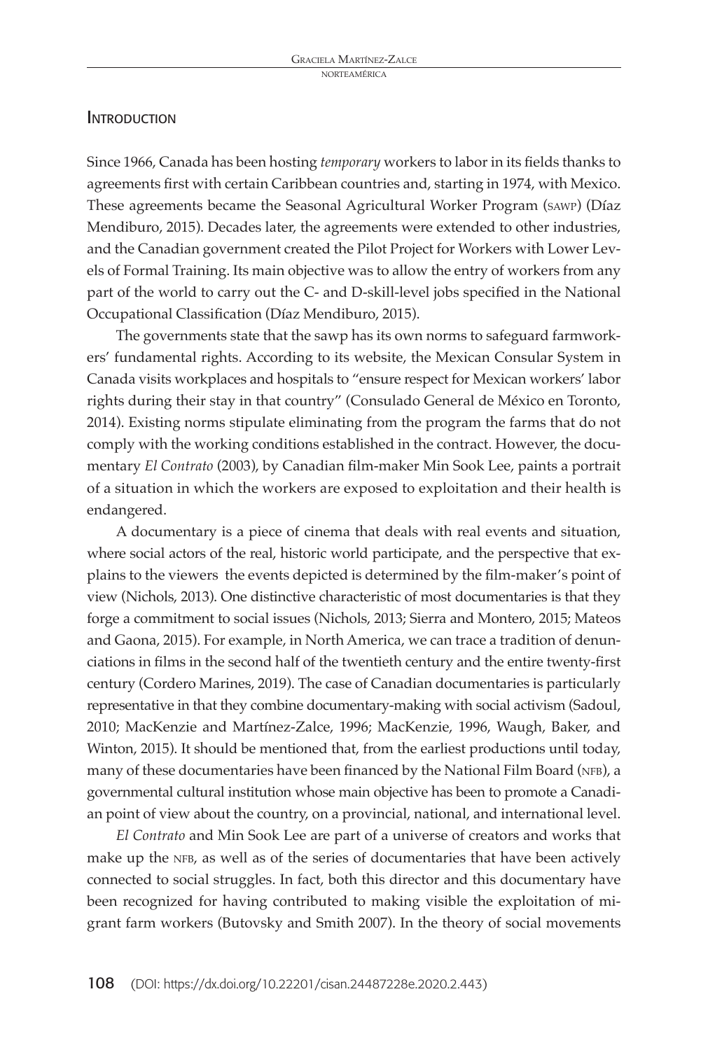## Introduction

Since 1966, Canada has been hosting *temporary* workers to labor in its fields thanks to agreements first with certain Caribbean countries and, starting in 1974, with Mexico. These agreements became the Seasonal Agricultural Worker Program (SAWP) (Díaz Mendiburo, 2015). Decades later, the agreements were extended to other industries, and the Canadian government created the Pilot Project for Workers with Lower Levels of Formal Training. Its main objective was to allow the entry of workers from any part of the world to carry out the C- and D-skill-level jobs specified in the National Occupational Classification (Díaz Mendiburo, 2015).

The governments state that the SAWP has its own norms to safeguard farmworkers' fundamental rights. According to its website, the Mexican Consular System in Canada visits workplaces and hospitals to "ensure respect for Mexican workers' labor rights during their stay in that country" (Consulado General de México en Toronto, 2014). Existing norms stipulate eliminating from the program the farms that do not comply with the working conditions established in the contract. However, the documentary *El Contrato* (2003), by Canadian film-maker Min Sook Lee, paints a portrait of a situation in which the workers are exposed to exploitation and their health is endangered.

A documentary is a piece of cinema that deals with real events and situation, where social actors of the real, historic world participate, and the perspective that explains to the viewers the events depicted is determined by the film-maker's point of view (Nichols, 2013). One distinctive characteristic of most documentaries is that they forge a commitment to social issues (Nichols, 2013; Sierra and Montero, 2015; Mateos and Gaona, 2015). For example, in North America, we can trace a tradition of denunciations in films in the second half of the twentieth century and the entire twenty-first century (Cordero Marines, 2019). The case of Canadian documentaries is particularly representative in that they combine documentary-making with social activism (Sadoul, 2010; MacKenzie and Martínez-Zalce, 1996; MacKenzie, 1996, Waugh, Baker, and Winton, 2015). It should be mentioned that, from the earliest productions until today, many of these documentaries have been financed by the National Film Board (NFB), a governmental cultural institution whose main objective has been to promote a Canadian point of view about the country, on a provincial, national, and international level.

*El Contrato* and Min Sook Lee are part of a universe of creators and works that make up the NFB, as well as of the series of documentaries that have been actively connected to social struggles. In fact, both this director and this documentary have been recognized for having contributed to making visible the exploitation of migrant farm workers (Butovsky and Smith 2007). In the theory of social movements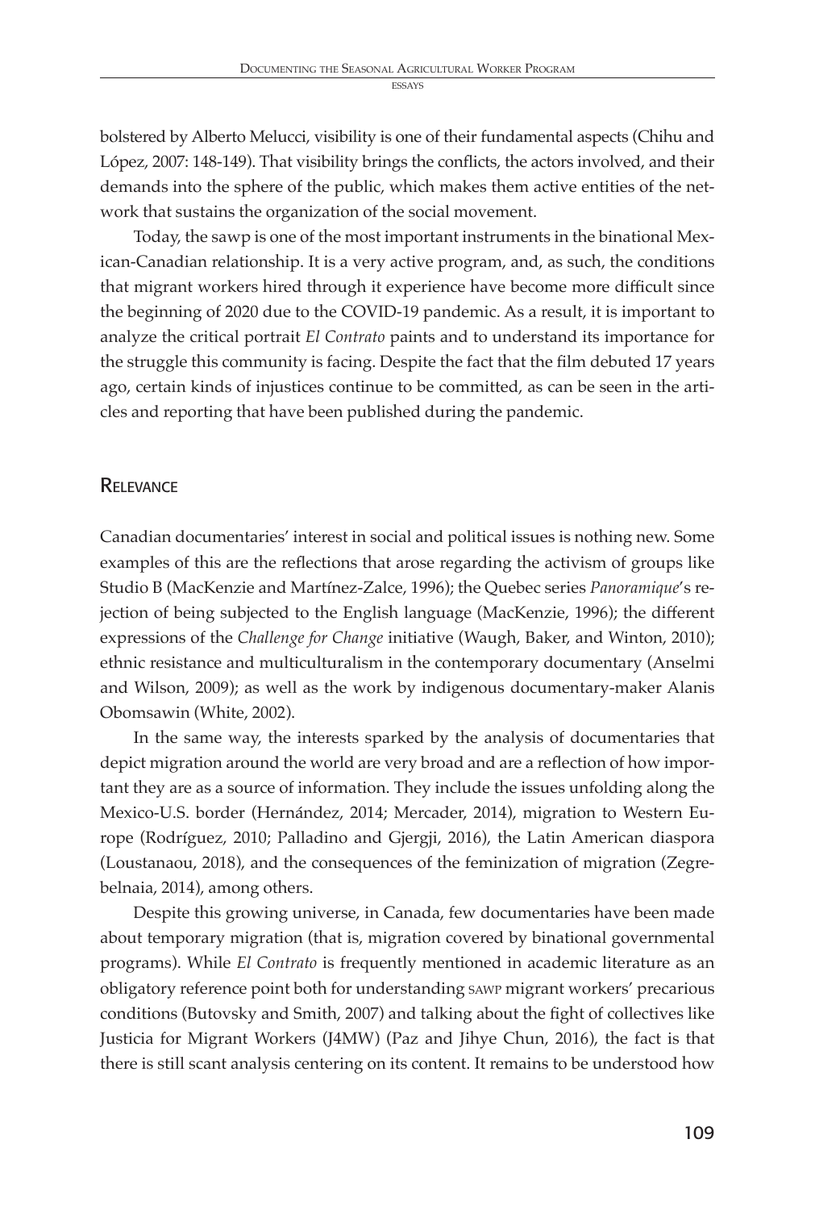bolstered by Alberto Melucci, visibility is one of their fundamental aspects (Chihu and López, 2007: 148-149). That visibility brings the conflicts, the actors involved, and their demands into the sphere of the public, which makes them active entities of the network that sustains the organization of the social movement.

Today, the SAWP is one of the most important instruments in the binational Mexican-Canadian relationship. It is a very active program, and, as such, the conditions that migrant workers hired through it experience have become more difficult since the beginning of 2020 due to the COVID-19 pandemic. As a result, it is important to analyze the critical portrait *El Contrato* paints and to understand its importance for the struggle this community is facing. Despite the fact that the film debuted 17 years ago, certain kinds of injustices continue to be committed, as can be seen in the articles and reporting that have been published during the pandemic.

## Relevance

Canadian documentaries' interest in social and political issues is nothing new. Some examples of this are the reflections that arose regarding the activism of groups like Studio B (MacKenzie and Martínez-Zalce, 1996); the Quebec series *Panoramique*'s rejection of being subjected to the English language (MacKenzie, 1996); the different expressions of the *Challenge for Change* initiative (Waugh, Baker, and Winton, 2010); ethnic resistance and multiculturalism in the contemporary documentary (Anselmi and Wilson, 2009); as well as the work by indigenous documentary-maker Alanis Obomsawin (White, 2002).

In the same way, the interests sparked by the analysis of documentaries that depict migration around the world are very broad and are a reflection of how important they are as a source of information. They include the issues unfolding along the Mexico-U.S. border (Hernández, 2014; Mercader, 2014), migration to Western Europe (Rodríguez, 2010; Palladino and Gjergji, 2016), the Latin American diaspora (Loustanaou, 2018), and the consequences of the feminization of migration (Zegrebelnaia, 2014), among others.

Despite this growing universe, in Canada, few documentaries have been made about temporary migration (that is, migration covered by binational governmental programs). While *El Contrato* is frequently mentioned in academic literature as an obligatory reference point both for understanding SAWP migrant workers' precarious conditions (Butovsky and Smith, 2007) and talking about the fight of collectives like Justicia for Migrant Workers (J4MW) (Paz and Jihye Chun, 2016), the fact is that there is still scant analysis centering on its content. It remains to be understood how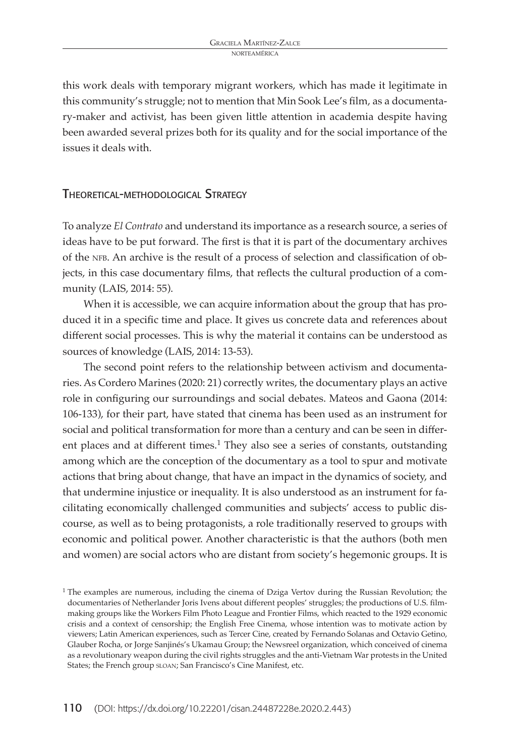this work deals with temporary migrant workers, which has made it legitimate in this community's struggle; not to mention that Min Sook Lee's film, as a documentary-maker and activist, has been given little attention in academia despite having been awarded several prizes both for its quality and for the social importance of the issues it deals with.

## Theoretical-methodological Strategy

To analyze *El Contrato* and understand its importance as a research source, a series of ideas have to be put forward. The first is that it is part of the documentary archives of the NFB. An archive is the result of a process of selection and classification of objects, in this case documentary films, that reflects the cultural production of a community (LAIS, 2014: 55).

When it is accessible, we can acquire information about the group that has produced it in a specific time and place. It gives us concrete data and references about different social processes. This is why the material it contains can be understood as sources of knowledge (LAIS, 2014: 13-53).

The second point refers to the relationship between activism and documentaries. As Cordero Marines (2020: 21) correctly writes, the documentary plays an active role in configuring our surroundings and social debates. Mateos and Gaona (2014: 106-133), for their part, have stated that cinema has been used as an instrument for social and political transformation for more than a century and can be seen in different places and at different times.[1] They also see a series of constants, outstanding among which are the conception of the documentary as a tool to spur and motivate actions that bring about change, that have an impact in the dynamics of society, and that undermine injustice or inequality. It is also understood as an instrument for facilitating economically challenged communities and subjects' access to public discourse, as well as to being protagonists, a role traditionally reserved to groups with economic and political power. Another characteristic is that the authors (both men and women) are social actors who are distant from society's hegemonic groups. It is

[1] The examples are numerous, including the cinema of Dziga Vertov during the Russian Revolution; the documentaries of Netherlander Joris Ivens about different peoples' struggles; the productions of U.S. filmmaking groups like the Workers Film Photo League and Frontier Films, which reacted to the 1929 economic crisis and a context of censorship; the English Free Cinema, whose intention was to motivate action by viewers; Latin American experiences, such as Tercer Cine, created by Fernando Solanas and Octavio Getino, Glauber Rocha, or Jorge Sanjinés's Ukamau Group; the Newsreel organization, which conceived of cinema as a revolutionary weapon during the civil rights struggles and the anti-Vietnam War protests in the United States; the French group SLOAN; San Francisco's Cine Manifest, etc.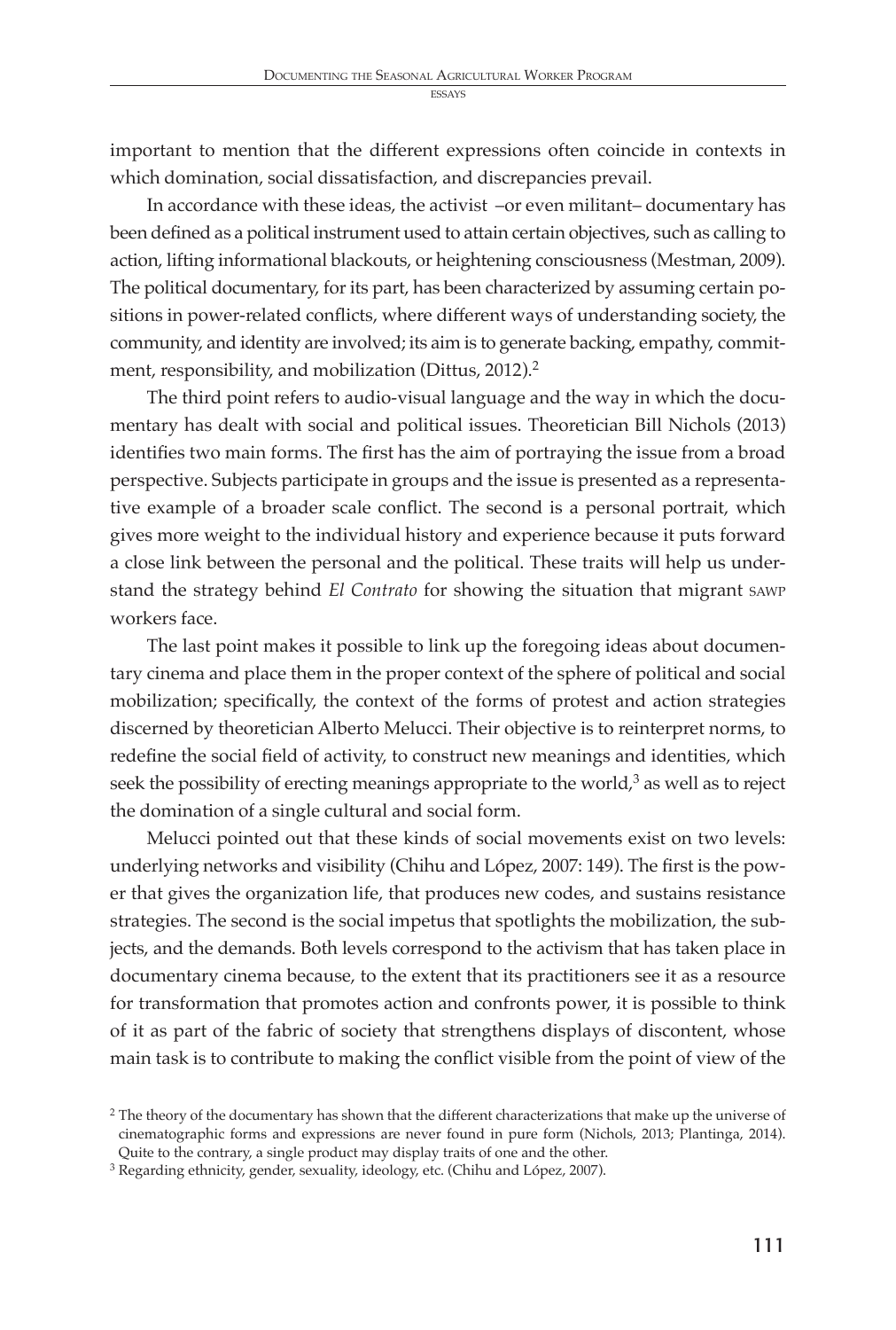important to mention that the different expressions often coincide in contexts in which domination, social dissatisfaction, and discrepancies prevail.

In accordance with these ideas, the activist –or even militant– documentary has been defined as a political instrument used to attain certain objectives, such as calling to action, lifting informational blackouts, or heightening consciousness (Mestman, 2009). The political documentary, for its part, has been characterized by assuming certain positions in power-related conflicts, where different ways of understanding society, the community, and identity are involved; its aim is to generate backing, empathy, commitment, responsibility, and mobilization (Dittus, 2012).[2]

The third point refers to audio-visual language and the way in which the documentary has dealt with social and political issues. Theoretician Bill Nichols (2013) identifies two main forms. The first has the aim of portraying the issue from a broad perspective. Subjects participate in groups and the issue is presented as a representative example of a broader scale conflict. The second is a personal portrait, which gives more weight to the individual history and experience because it puts forward a close link between the personal and the political. These traits will help us understand the strategy behind *El Contrato* for showing the situation that migrant SAWP workers face.

The last point makes it possible to link up the foregoing ideas about documentary cinema and place them in the proper context of the sphere of political and social mobilization; specifically, the context of the forms of protest and action strategies discerned by theoretician Alberto Melucci. Their objective is to reinterpret norms, to redefine the social field of activity, to construct new meanings and identities, which seek the possibility of erecting meanings appropriate to the world,[3] as well as to reject the domination of a single cultural and social form.

Melucci pointed out that these kinds of social movements exist on two levels: underlying networks and visibility (Chihu and López, 2007: 149). The first is the power that gives the organization life, that produces new codes, and sustains resistance strategies. The second is the social impetus that spotlights the mobilization, the subjects, and the demands. Both levels correspond to the activism that has taken place in documentary cinema because, to the extent that its practitioners see it as a resource for transformation that promotes action and confronts power, it is possible to think of it as part of the fabric of society that strengthens displays of discontent, whose main task is to contribute to making the conflict visible from the point of view of the

[2] The theory of the documentary has shown that the different characterizations that make up the universe of cinematographic forms and expressions are never found in pure form (Nichols, 2013; Plantinga, 2014). Quite to the contrary, a single product may display traits of one and the other.

[3] Regarding ethnicity, gender, sexuality, ideology, etc. (Chihu and López, 2007).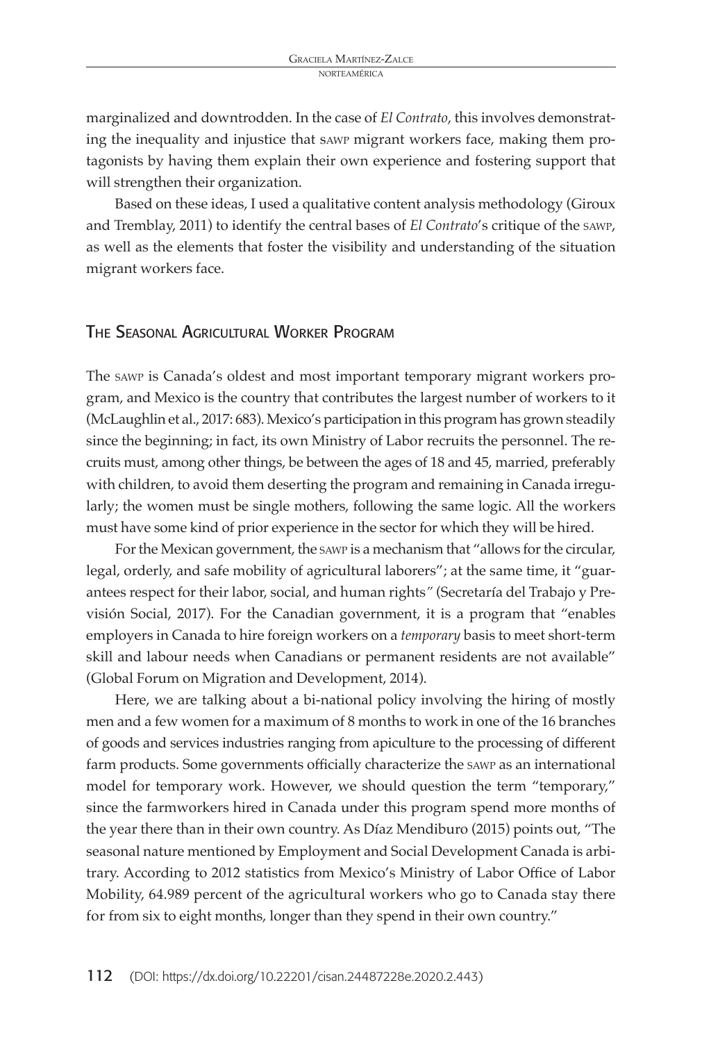marginalized and downtrodden. In the case of *El Contrato*, this involves demonstrating the inequality and injustice that SAWP migrant workers face, making them protagonists by having them explain their own experience and fostering support that will strengthen their organization.

Based on these ideas, I used a qualitative content analysis methodology (Giroux and Tremblay, 2011) to identify the central bases of *El Contrato*'s critique of the SAWP, as well as the elements that foster the visibility and understanding of the situation migrant workers face.

## The Seasonal Agricultural Worker Program

The SAWP is Canada's oldest and most important temporary migrant workers program, and Mexico is the country that contributes the largest number of workers to it (McLaughlin et al., 2017: 683). Mexico's participation in this program has grown steadily since the beginning; in fact, its own Ministry of Labor recruits the personnel. The recruits must, among other things, be between the ages of 18 and 45, married, preferably with children, to avoid them deserting the program and remaining in Canada irregularly; the women must be single mothers, following the same logic. All the workers must have some kind of prior experience in the sector for which they will be hired.

For the Mexican government, the SAWP is a mechanism that "allows for the circular, legal, orderly, and safe mobility of agricultural laborers"; at the same time, it "guarantees respect for their labor, social, and human rights" (Secretaría del Trabajo y Previsión Social, 2017). For the Canadian government, it is a program that "enables employers in Canada to hire foreign workers on a *temporary* basis to meet short-term skill and labour needs when Canadians or permanent residents are not available" (Global Forum on Migration and Development, 2014).

Here, we are talking about a bi-national policy involving the hiring of mostly men and a few women for a maximum of 8 months to work in one of the 16 branches of goods and services industries ranging from apiculture to the processing of different farm products. Some governments officially characterize the SAWP as an international model for temporary work. However, we should question the term "temporary," since the farmworkers hired in Canada under this program spend more months of the year there than in their own country. As Díaz Mendiburo (2015) points out, "The seasonal nature mentioned by Employment and Social Development Canada is arbitrary. According to 2012 statistics from Mexico's Ministry of Labor Office of Labor Mobility, 64.989 percent of the agricultural workers who go to Canada stay there for from six to eight months, longer than they spend in their own country."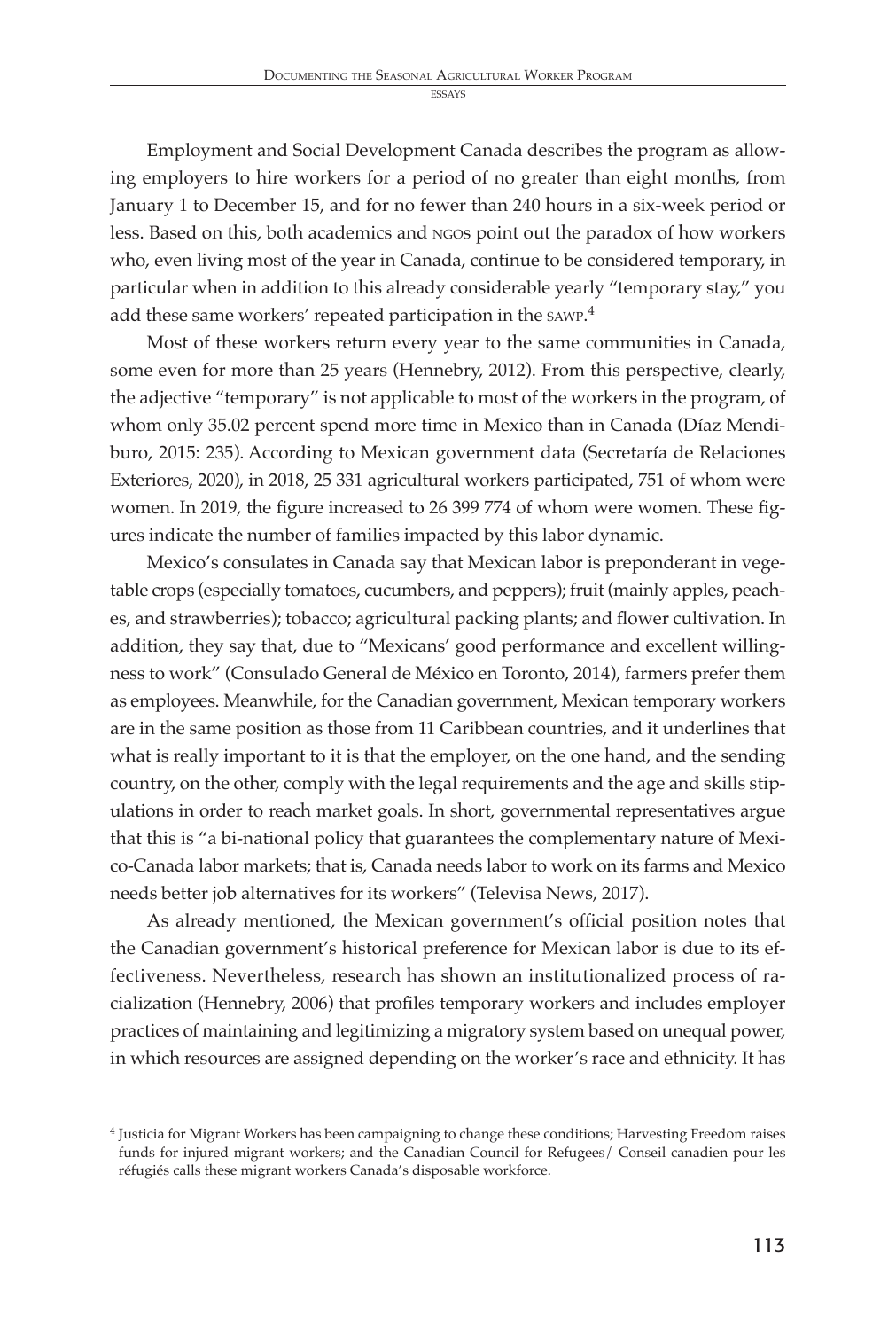Employment and Social Development Canada describes the program as allowing employers to hire workers for a period of no greater than eight months, from January 1 to December 15, and for no fewer than 240 hours in a six-week period or less. Based on this, both academics and NGOs point out the paradox of how workers who, even living most of the year in Canada, continue to be considered temporary, in particular when in addition to this already considerable yearly "temporary stay," you add these same workers' repeated participation in the SAWP.[4]

Most of these workers return every year to the same communities in Canada, some even for more than 25 years (Hennebry, 2012). From this perspective, clearly, the adjective "temporary" is not applicable to most of the workers in the program, of whom only 35.02 percent spend more time in Mexico than in Canada (Díaz Mendiburo, 2015: 235). According to Mexican government data (Secretaría de Relaciones Exteriores, 2020), in 2018, 25 331 agricultural workers participated, 751 of whom were women. In 2019, the figure increased to 26 399 774 of whom were women. These figures indicate the number of families impacted by this labor dynamic.

Mexico's consulates in Canada say that Mexican labor is preponderant in vegetable crops (especially tomatoes, cucumbers, and peppers); fruit (mainly apples, peaches, and strawberries); tobacco; agricultural packing plants; and flower cultivation. In addition, they say that, due to "Mexicans' good performance and excellent willingness to work" (Consulado General de México en Toronto, 2014), farmers prefer them as employees. Meanwhile, for the Canadian government, Mexican temporary workers are in the same position as those from 11 Caribbean countries, and it underlines that what is really important to it is that the employer, on the one hand, and the sending country, on the other, comply with the legal requirements and the age and skills stipulations in order to reach market goals. In short, governmental representatives argue that this is "a bi-national policy that guarantees the complementary nature of Mexico-Canada labor markets; that is, Canada needs labor to work on its farms and Mexico needs better job alternatives for its workers" (Televisa News, 2017).

As already mentioned, the Mexican government's official position notes that the Canadian government's historical preference for Mexican labor is due to its effectiveness. Nevertheless, research has shown an institutionalized process of racialization (Hennebry, 2006) that profiles temporary workers and includes employer practices of maintaining and legitimizing a migratory system based on unequal power, in which resources are assigned depending on the worker's race and ethnicity. It has

[4] Justicia for Migrant Workers has been campaigning to change these conditions; Harvesting Freedom raises funds for injured migrant workers; and the Canadian Council for Refugees/ Conseil canadien pour les réfugiés calls these migrant workers Canada's disposable workforce.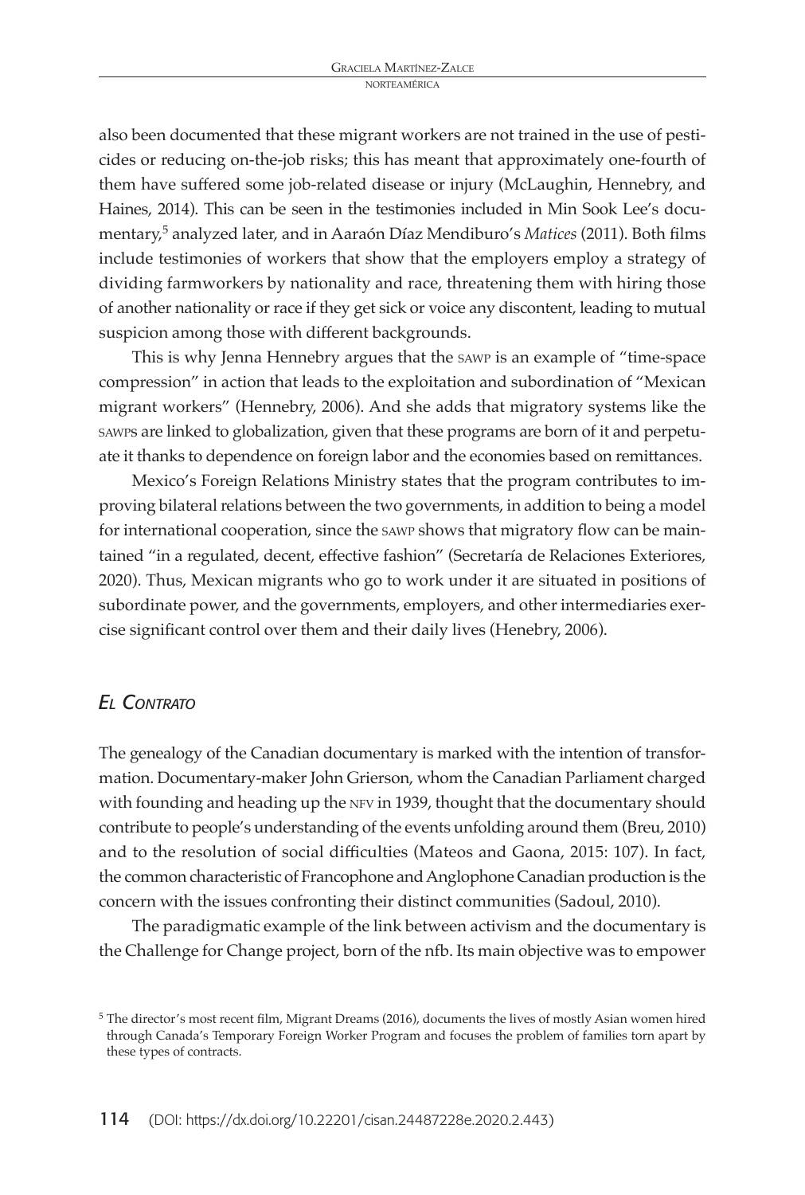also been documented that these migrant workers are not trained in the use of pesticides or reducing on-the-job risks; this has meant that approximately one-fourth of them have suffered some job-related disease or injury (McLaughin, Hennebry, and Haines, 2014). This can be seen in the testimonies included in Min Sook Lee's documentary,[5] analyzed later, and in Aaraón Díaz Mendiburo's *Matices* (2011). Both films include testimonies of workers that show that the employers employ a strategy of dividing farmworkers by nationality and race, threatening them with hiring those of another nationality or race if they get sick or voice any discontent, leading to mutual suspicion among those with different backgrounds.

This is why Jenna Hennebry argues that the SAWP is an example of "time-space compression" in action that leads to the exploitation and subordination of "Mexican migrant workers" (Hennebry, 2006). And she adds that migratory systems like the SAWPs are linked to globalization, given that these programs are born of it and perpetuate it thanks to dependence on foreign labor and the economies based on remittances.

Mexico's Foreign Relations Ministry states that the program contributes to improving bilateral relations between the two governments, in addition to being a model for international cooperation, since the SAWP shows that migratory flow can be maintained "in a regulated, decent, effective fashion" (Secretaría de Relaciones Exteriores, 2020). Thus, Mexican migrants who go to work under it are situated in positions of subordinate power, and the governments, employers, and other intermediaries exercise significant control over them and their daily lives (Henebry, 2006).

## *El Contrato*

The genealogy of the Canadian documentary is marked with the intention of transformation. Documentary-maker John Grierson, whom the Canadian Parliament charged with founding and heading up the NFV in 1939, thought that the documentary should contribute to people's understanding of the events unfolding around them (Breu, 2010) and to the resolution of social difficulties (Mateos and Gaona, 2015: 107). In fact, the common characteristic of Francophone and Anglophone Canadian production is the concern with the issues confronting their distinct communities (Sadoul, 2010).

The paradigmatic example of the link between activism and the documentary is the Challenge for Change project, born of the nfb. Its main objective was to empower

[5] The director's most recent film, Migrant Dreams (2016), documents the lives of mostly Asian women hired through Canada's Temporary Foreign Worker Program and focuses the problem of families torn apart by these types of contracts.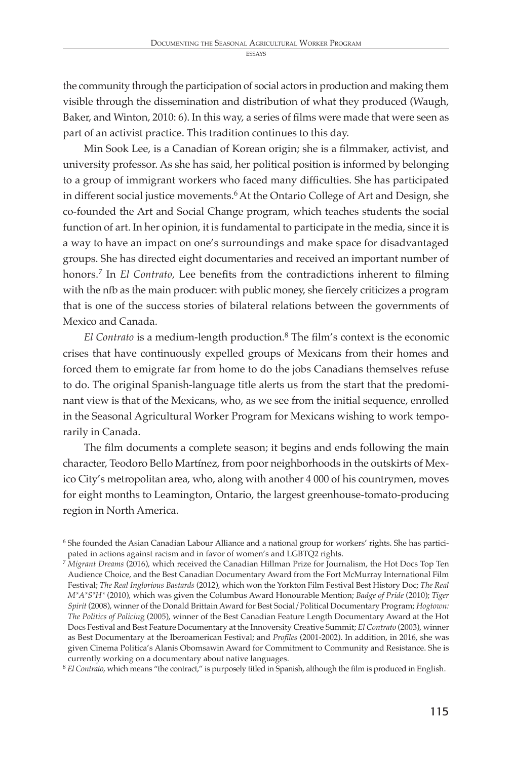the community through the participation of social actors in production and making them visible through the dissemination and distribution of what they produced (Waugh, Baker, and Winton, 2010: 6). In this way, a series of films were made that were seen as part of an activist practice. This tradition continues to this day.

Min Sook Lee, is a Canadian of Korean origin; she is a filmmaker, activist, and university professor. As she has said, her political position is informed by belonging to a group of immigrant workers who faced many difficulties. She has participated in different social justice movements.[6] At the Ontario College of Art and Design, she co-founded the Art and Social Change program, which teaches students the social function of art. In her opinion, it is fundamental to participate in the media, since it is a way to have an impact on one's surroundings and make space for disadvantaged groups. She has directed eight documentaries and received an important number of honors.[7] In *El Contrato*, Lee benefits from the contradictions inherent to filming with the nfb as the main producer: with public money, she fiercely criticizes a program that is one of the success stories of bilateral relations between the governments of Mexico and Canada.

*El Contrato* is a medium-length production.[8] The film's context is the economic crises that have continuously expelled groups of Mexicans from their homes and forced them to emigrate far from home to do the jobs Canadians themselves refuse to do. The original Spanish-language title alerts us from the start that the predominant view is that of the Mexicans, who, as we see from the initial sequence, enrolled in the Seasonal Agricultural Worker Program for Mexicans wishing to work temporarily in Canada.

The film documents a complete season; it begins and ends following the main character, Teodoro Bello Martínez, from poor neighborhoods in the outskirts of Mexico City's metropolitan area, who, along with another 4 000 of his countrymen, moves for eight months to Leamington, Ontario, the largest greenhouse-tomato-producing region in North America.

[6] She founded the Asian Canadian Labour Alliance and a national group for workers' rights. She has participated in actions against racism and in favor of women's and LGBTQ2 rights.

[7] *Migrant Dreams* (2016), which received the Canadian Hillman Prize for Journalism, the Hot Docs Top Ten Audience Choice, and the Best Canadian Documentary Award from the Fort McMurray International Film Festival; *The Real Inglorious Bastards* (2012), which won the Yorkton Film Festival Best History Doc; *The Real M*A*S*H* (2010), which was given the Columbus Award Honourable Mention; *Badge of Pride* (2010); *Tiger Spirit* (2008), winner of the Donald Brittain Award for Best Social/Political Documentary Program; *Hogtown: The Politics of Policing* (2005), winner of the Best Canadian Feature Length Documentary Award at the Hot Docs Festival and Best Feature Documentary at the Innoversity Creative Summit; *El Contrato* (2003), winner as Best Documentary at the Iberoamerican Festival; and *Profiles* (2001-2002). In addition, in 2016, she was given Cinema Politica's Alanis Obomsawin Award for Commitment to Community and Resistance. She is currently working on a documentary about native languages.

[8] *El Contrato*, which means "the contract," is purposely titled in Spanish, although the film is produced in English.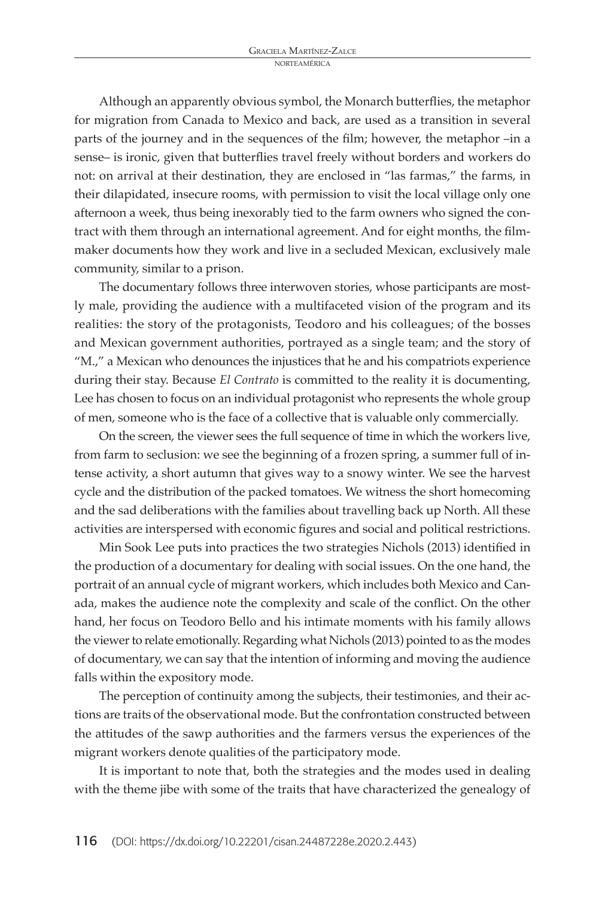Although an apparently obvious symbol, the Monarch butterflies, the metaphor for migration from Canada to Mexico and back, are used as a transition in several parts of the journey and in the sequences of the film; however, the metaphor –in a sense– is ironic, given that butterflies travel freely without borders and workers do not: on arrival at their destination, they are enclosed in "las farmas," the farms, in their dilapidated, insecure rooms, with permission to visit the local village only one afternoon a week, thus being inexorably tied to the farm owners who signed the contract with them through an international agreement. And for eight months, the filmmaker documents how they work and live in a secluded Mexican, exclusively male community, similar to a prison.

The documentary follows three interwoven stories, whose participants are mostly male, providing the audience with a multifaceted vision of the program and its realities: the story of the protagonists, Teodoro and his colleagues; of the bosses and Mexican government authorities, portrayed as a single team; and the story of "M.," a Mexican who denounces the injustices that he and his compatriots experience during their stay. Because *El Contrato* is committed to the reality it is documenting, Lee has chosen to focus on an individual protagonist who represents the whole group of men, someone who is the face of a collective that is valuable only commercially.

On the screen, the viewer sees the full sequence of time in which the workers live, from farm to seclusion: we see the beginning of a frozen spring, a summer full of intense activity, a short autumn that gives way to a snowy winter. We see the harvest cycle and the distribution of the packed tomatoes. We witness the short homecoming and the sad deliberations with the families about travelling back up North. All these activities are interspersed with economic figures and social and political restrictions.

Min Sook Lee puts into practices the two strategies Nichols (2013) identified in the production of a documentary for dealing with social issues. On the one hand, the portrait of an annual cycle of migrant workers, which includes both Mexico and Canada, makes the audience note the complexity and scale of the conflict. On the other hand, her focus on Teodoro Bello and his intimate moments with his family allows the viewer to relate emotionally. Regarding what Nichols (2013) pointed to as the modes of documentary, we can say that the intention of informing and moving the audience falls within the expository mode.

The perception of continuity among the subjects, their testimonies, and their actions are traits of the observational mode. But the confrontation constructed between the attitudes of the SAWP authorities and the farmers versus the experiences of the migrant workers denote qualities of the participatory mode.

It is important to note that, both the strategies and the modes used in dealing with the theme jibe with some of the traits that have characterized the genealogy of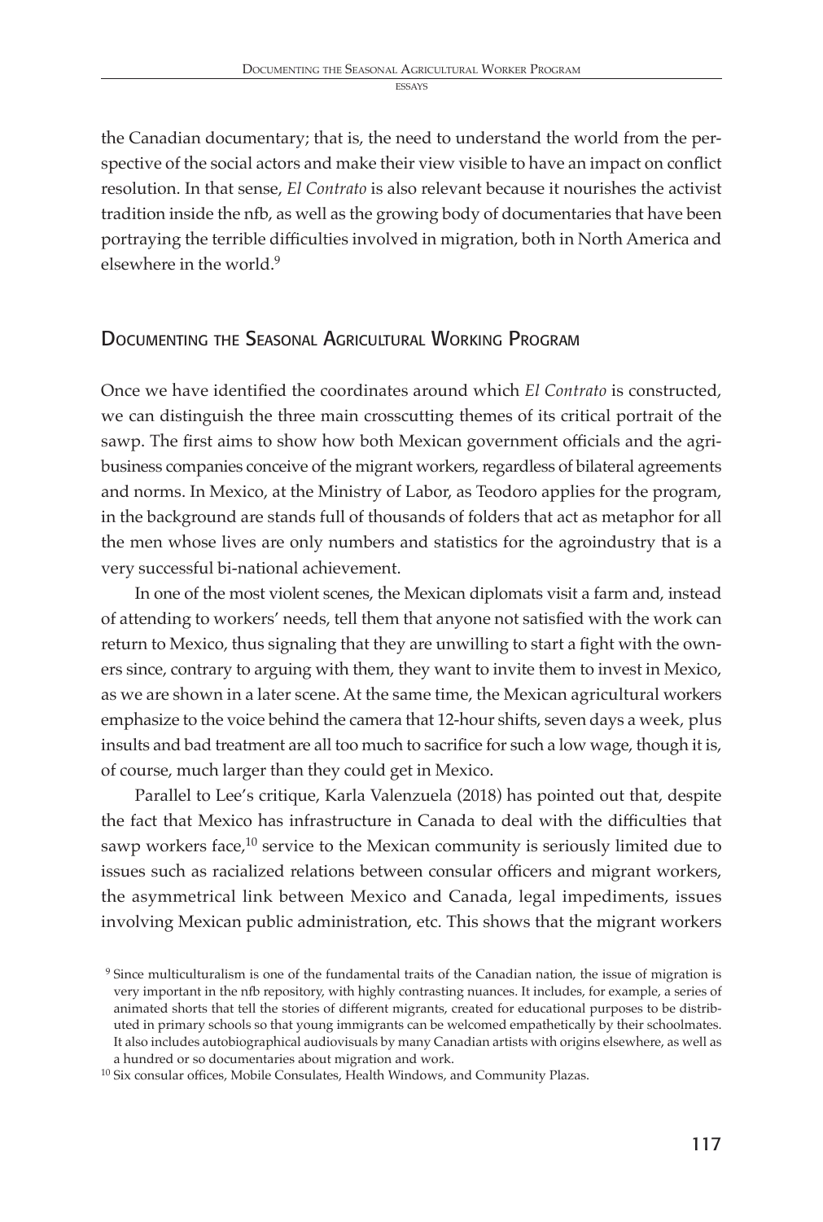the Canadian documentary; that is, the need to understand the world from the perspective of the social actors and make their view visible to have an impact on conflict resolution. In that sense, *El Contrato* is also relevant because it nourishes the activist tradition inside the nfb, as well as the growing body of documentaries that have been portraying the terrible difficulties involved in migration, both in North America and elsewhere in the world.[9]

## Documenting the Seasonal Agricultural Working Program

Once we have identified the coordinates around which *El Contrato* is constructed, we can distinguish the three main crosscutting themes of its critical portrait of the sawp. The first aims to show how both Mexican government officials and the agribusiness companies conceive of the migrant workers, regardless of bilateral agreements and norms. In Mexico, at the Ministry of Labor, as Teodoro applies for the program, in the background are stands full of thousands of folders that act as metaphor for all the men whose lives are only numbers and statistics for the agroindustry that is a very successful bi-national achievement.

In one of the most violent scenes, the Mexican diplomats visit a farm and, instead of attending to workers' needs, tell them that anyone not satisfied with the work can return to Mexico, thus signaling that they are unwilling to start a fight with the owners since, contrary to arguing with them, they want to invite them to invest in Mexico, as we are shown in a later scene. At the same time, the Mexican agricultural workers emphasize to the voice behind the camera that 12-hour shifts, seven days a week, plus insults and bad treatment are all too much to sacrifice for such a low wage, though it is, of course, much larger than they could get in Mexico.

Parallel to Lee's critique, Karla Valenzuela (2018) has pointed out that, despite the fact that Mexico has infrastructure in Canada to deal with the difficulties that sawp workers face,[10] service to the Mexican community is seriously limited due to issues such as racialized relations between consular officers and migrant workers, the asymmetrical link between Mexico and Canada, legal impediments, issues involving Mexican public administration, etc. This shows that the migrant workers

[9] Since multiculturalism is one of the fundamental traits of the Canadian nation, the issue of migration is very important in the nfb repository, with highly contrasting nuances. It includes, for example, a series of animated shorts that tell the stories of different migrants, created for educational purposes to be distributed in primary schools so that young immigrants can be welcomed empathetically by their schoolmates. It also includes autobiographical audiovisuals by many Canadian artists with origins elsewhere, as well as a hundred or so documentaries about migration and work.

[10] Six consular offices, Mobile Consulates, Health Windows, and Community Plazas.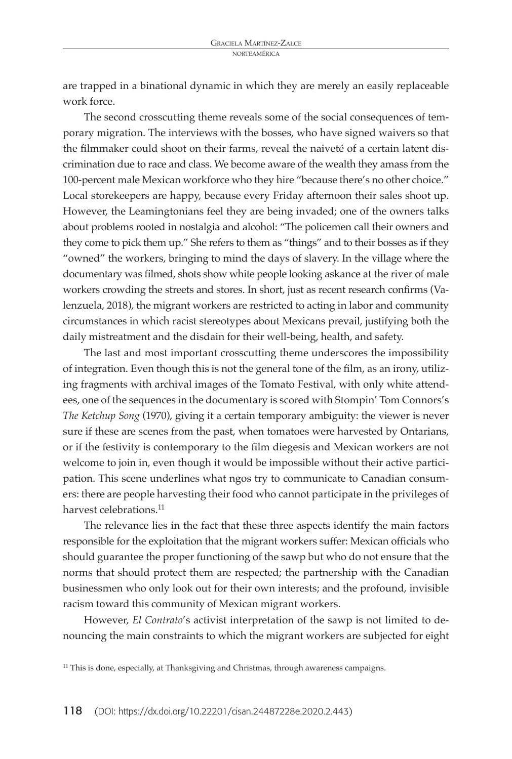are trapped in a binational dynamic in which they are merely an easily replaceable work force.

The second crosscutting theme reveals some of the social consequences of temporary migration. The interviews with the bosses, who have signed waivers so that the filmmaker could shoot on their farms, reveal the naiveté of a certain latent discrimination due to race and class. We become aware of the wealth they amass from the 100-percent male Mexican workforce who they hire "because there's no other choice." Local storekeepers are happy, because every Friday afternoon their sales shoot up. However, the Leamingtonians feel they are being invaded; one of the owners talks about problems rooted in nostalgia and alcohol: "The policemen call their owners and they come to pick them up." She refers to them as "things" and to their bosses as if they "owned" the workers, bringing to mind the days of slavery. In the village where the documentary was filmed, shots show white people looking askance at the river of male workers crowding the streets and stores. In short, just as recent research confirms (Valenzuela, 2018), the migrant workers are restricted to acting in labor and community circumstances in which racist stereotypes about Mexicans prevail, justifying both the daily mistreatment and the disdain for their well-being, health, and safety.

The last and most important crosscutting theme underscores the impossibility of integration. Even though this is not the general tone of the film, as an irony, utilizing fragments with archival images of the Tomato Festival, with only white attendees, one of the sequences in the documentary is scored with Stompin' Tom Connors's *The Ketchup Song* (1970), giving it a certain temporary ambiguity: the viewer is never sure if these are scenes from the past, when tomatoes were harvested by Ontarians, or if the festivity is contemporary to the film diegesis and Mexican workers are not welcome to join in, even though it would be impossible without their active participation. This scene underlines what ngos try to communicate to Canadian consumers: there are people harvesting their food who cannot participate in the privileges of harvest celebrations.[11]

The relevance lies in the fact that these three aspects identify the main factors responsible for the exploitation that the migrant workers suffer: Mexican officials who should guarantee the proper functioning of the sawp but who do not ensure that the norms that should protect them are respected; the partnership with the Canadian businessmen who only look out for their own interests; and the profound, invisible racism toward this community of Mexican migrant workers.

However, *El Contrato*'s activist interpretation of the sawp is not limited to denouncing the main constraints to which the migrant workers are subjected for eight

[11] This is done, especially, at Thanksgiving and Christmas, through awareness campaigns.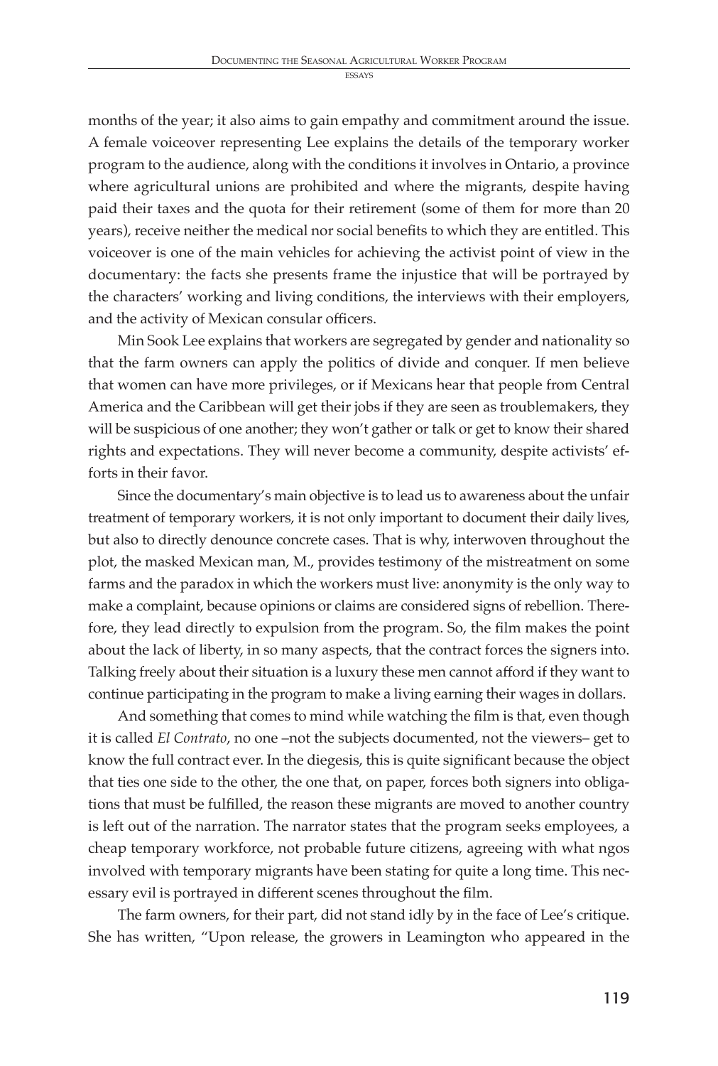months of the year; it also aims to gain empathy and commitment around the issue. A female voiceover representing Lee explains the details of the temporary worker program to the audience, along with the conditions it involves in Ontario, a province where agricultural unions are prohibited and where the migrants, despite having paid their taxes and the quota for their retirement (some of them for more than 20 years), receive neither the medical nor social benefits to which they are entitled. This voiceover is one of the main vehicles for achieving the activist point of view in the documentary: the facts she presents frame the injustice that will be portrayed by the characters' working and living conditions, the interviews with their employers, and the activity of Mexican consular officers.

Min Sook Lee explains that workers are segregated by gender and nationality so that the farm owners can apply the politics of divide and conquer. If men believe that women can have more privileges, or if Mexicans hear that people from Central America and the Caribbean will get their jobs if they are seen as troublemakers, they will be suspicious of one another; they won't gather or talk or get to know their shared rights and expectations. They will never become a community, despite activists' efforts in their favor.

Since the documentary's main objective is to lead us to awareness about the unfair treatment of temporary workers, it is not only important to document their daily lives, but also to directly denounce concrete cases. That is why, interwoven throughout the plot, the masked Mexican man, M., provides testimony of the mistreatment on some farms and the paradox in which the workers must live: anonymity is the only way to make a complaint, because opinions or claims are considered signs of rebellion. Therefore, they lead directly to expulsion from the program. So, the film makes the point about the lack of liberty, in so many aspects, that the contract forces the signers into. Talking freely about their situation is a luxury these men cannot afford if they want to continue participating in the program to make a living earning their wages in dollars.

And something that comes to mind while watching the film is that, even though it is called *El Contrato*, no one –not the subjects documented, not the viewers– get to know the full contract ever. In the diegesis, this is quite significant because the object that ties one side to the other, the one that, on paper, forces both signers into obligations that must be fulfilled, the reason these migrants are moved to another country is left out of the narration. The narrator states that the program seeks employees, a cheap temporary workforce, not probable future citizens, agreeing with what ngos involved with temporary migrants have been stating for quite a long time. This necessary evil is portrayed in different scenes throughout the film.

The farm owners, for their part, did not stand idly by in the face of Lee's critique. She has written, "Upon release, the growers in Leamington who appeared in the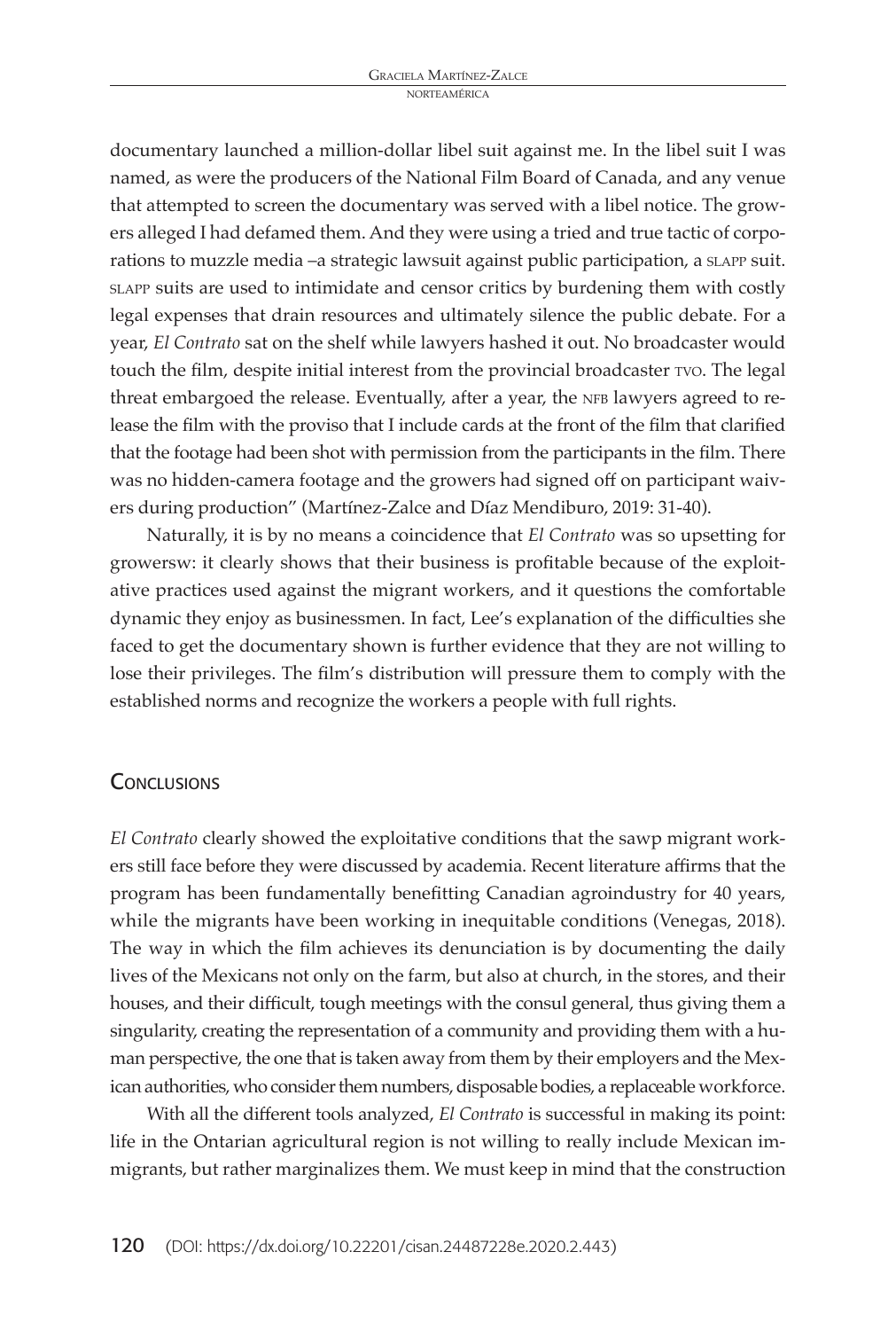documentary launched a million-dollar libel suit against me. In the libel suit I was named, as were the producers of the National Film Board of Canada, and any venue that attempted to screen the documentary was served with a libel notice. The growers alleged I had defamed them. And they were using a tried and true tactic of corporations to muzzle media –a strategic lawsuit against public participation, a SLAPP suit. SLAPP suits are used to intimidate and censor critics by burdening them with costly legal expenses that drain resources and ultimately silence the public debate. For a year, *El Contrato* sat on the shelf while lawyers hashed it out. No broadcaster would touch the film, despite initial interest from the provincial broadcaster TVO. The legal threat embargoed the release. Eventually, after a year, the NFB lawyers agreed to release the film with the proviso that I include cards at the front of the film that clarified that the footage had been shot with permission from the participants in the film. There was no hidden-camera footage and the growers had signed off on participant waivers during production" (Martínez-Zalce and Díaz Mendiburo, 2019: 31-40).

Naturally, it is by no means a coincidence that *El Contrato* was so upsetting for growersw: it clearly shows that their business is profitable because of the exploitative practices used against the migrant workers, and it questions the comfortable dynamic they enjoy as businessmen. In fact, Lee's explanation of the difficulties she faced to get the documentary shown is further evidence that they are not willing to lose their privileges. The film's distribution will pressure them to comply with the established norms and recognize the workers a people with full rights.

## Conclusions

*El Contrato* clearly showed the exploitative conditions that the SAWP migrant workers still face before they were discussed by academia. Recent literature affirms that the program has been fundamentally benefitting Canadian agroindustry for 40 years, while the migrants have been working in inequitable conditions (Venegas, 2018). The way in which the film achieves its denunciation is by documenting the daily lives of the Mexicans not only on the farm, but also at church, in the stores, and their houses, and their difficult, tough meetings with the consul general, thus giving them a singularity, creating the representation of a community and providing them with a human perspective, the one that is taken away from them by their employers and the Mexican authorities, who consider them numbers, disposable bodies, a replaceable workforce.

With all the different tools analyzed, *El Contrato* is successful in making its point: life in the Ontarian agricultural region is not willing to really include Mexican immigrants, but rather marginalizes them. We must keep in mind that the construction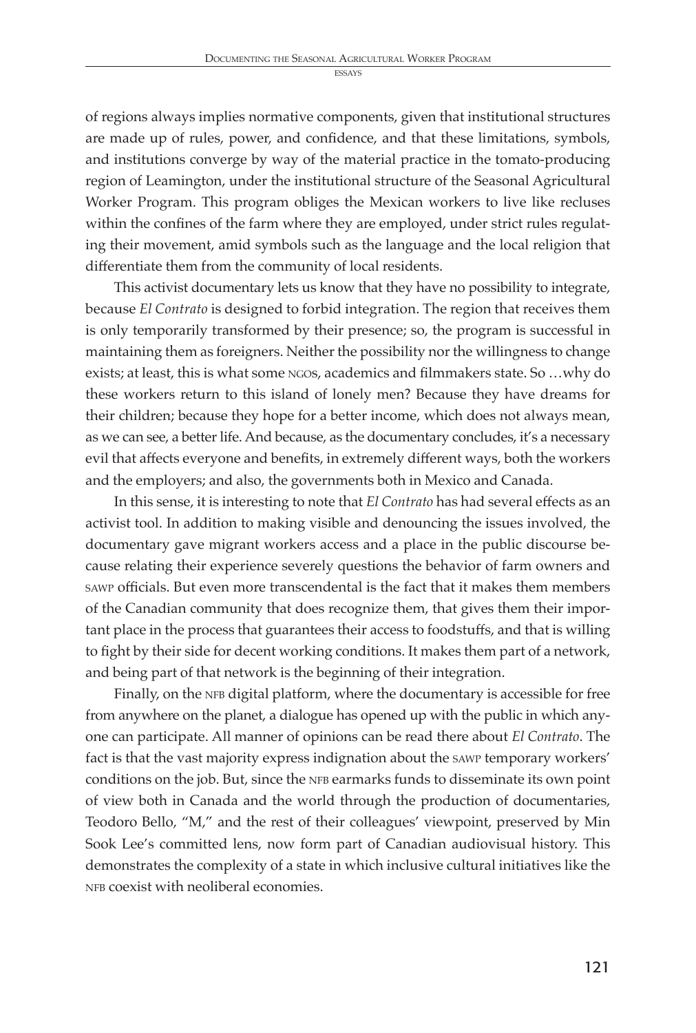of regions always implies normative components, given that institutional structures are made up of rules, power, and confidence, and that these limitations, symbols, and institutions converge by way of the material practice in the tomato-producing region of Leamington, under the institutional structure of the Seasonal Agricultural Worker Program. This program obliges the Mexican workers to live like recluses within the confines of the farm where they are employed, under strict rules regulating their movement, amid symbols such as the language and the local religion that differentiate them from the community of local residents.

This activist documentary lets us know that they have no possibility to integrate, because *El Contrato* is designed to forbid integration. The region that receives them is only temporarily transformed by their presence; so, the program is successful in maintaining them as foreigners. Neither the possibility nor the willingness to change exists; at least, this is what some NGOs, academics and filmmakers state. So …why do these workers return to this island of lonely men? Because they have dreams for their children; because they hope for a better income, which does not always mean, as we can see, a better life. And because, as the documentary concludes, it's a necessary evil that affects everyone and benefits, in extremely different ways, both the workers and the employers; and also, the governments both in Mexico and Canada.

In this sense, it is interesting to note that *El Contrato* has had several effects as an activist tool. In addition to making visible and denouncing the issues involved, the documentary gave migrant workers access and a place in the public discourse because relating their experience severely questions the behavior of farm owners and SAWP officials. But even more transcendental is the fact that it makes them members of the Canadian community that does recognize them, that gives them their important place in the process that guarantees their access to foodstuffs, and that is willing to fight by their side for decent working conditions. It makes them part of a network, and being part of that network is the beginning of their integration.

Finally, on the NFB digital platform, where the documentary is accessible for free from anywhere on the planet, a dialogue has opened up with the public in which anyone can participate. All manner of opinions can be read there about *El Contrato*. The fact is that the vast majority express indignation about the SAWP temporary workers' conditions on the job. But, since the NFB earmarks funds to disseminate its own point of view both in Canada and the world through the production of documentaries, Teodoro Bello, "M," and the rest of their colleagues' viewpoint, preserved by Min Sook Lee's committed lens, now form part of Canadian audiovisual history. This demonstrates the complexity of a state in which inclusive cultural initiatives like the NFB coexist with neoliberal economies.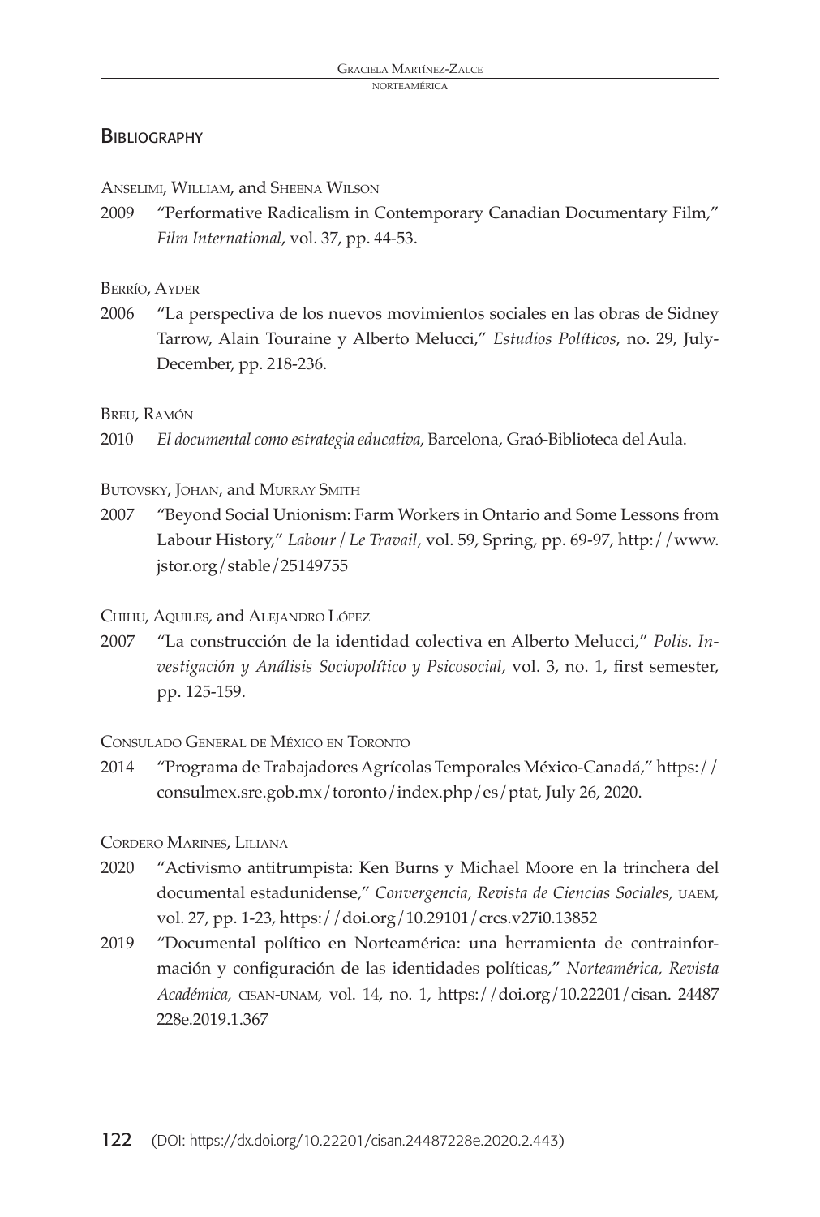## Bibliography

Anselimi, William, and Sheena Wilson

2009 "Performative Radicalism in Contemporary Canadian Documentary Film," *Film International*, vol. 37, pp. 44-53.

Berrío, Ayder

2006 "La perspectiva de los nuevos movimientos sociales en las obras de Sidney Tarrow, Alain Touraine y Alberto Melucci," *Estudios Políticos*, no. 29, July-December, pp. 218-236.

Breu, Ramón

2010 *El documental como estrategia educativa*, Barcelona, Graó-Biblioteca del Aula.

Butovsky, Johan, and Murray Smith

2007 "Beyond Social Unionism: Farm Workers in Ontario and Some Lessons from Labour History," *Labour / Le Travail*, vol. 59, Spring, pp. 69-97, http://www.jstor.org/stable/25149755

Chihu, Aquiles, and Alejandro López

2007 "La construcción de la identidad colectiva en Alberto Melucci," *Polis. Investigación y Análisis Sociopolítico y Psicosocial*, vol. 3, no. 1, first semester, pp. 125-159.

Consulado General de México en Toronto

2014 "Programa de Trabajadores Agrícolas Temporales México-Canadá," https://consulmex.sre.gob.mx/toronto/index.php/es/ptat, July 26, 2020.

Cordero Marines, Liliana

2020 "Activismo antitrumpista: Ken Burns y Michael Moore en la trinchera del documental estadunidense," *Convergencia, Revista de Ciencias Sociales*, UAEM, vol. 27, pp. 1-23, https://doi.org/10.29101/crcs.v27i0.13852

2019 "Documental político en Norteamérica: una herramienta de contrainformación y configuración de las identidades políticas," *Norteamérica, Revista Académica*, CISAN-UNAM, vol. 14, no. 1, https://doi.org/10.22201/cisan. 24487228e.2019.1.367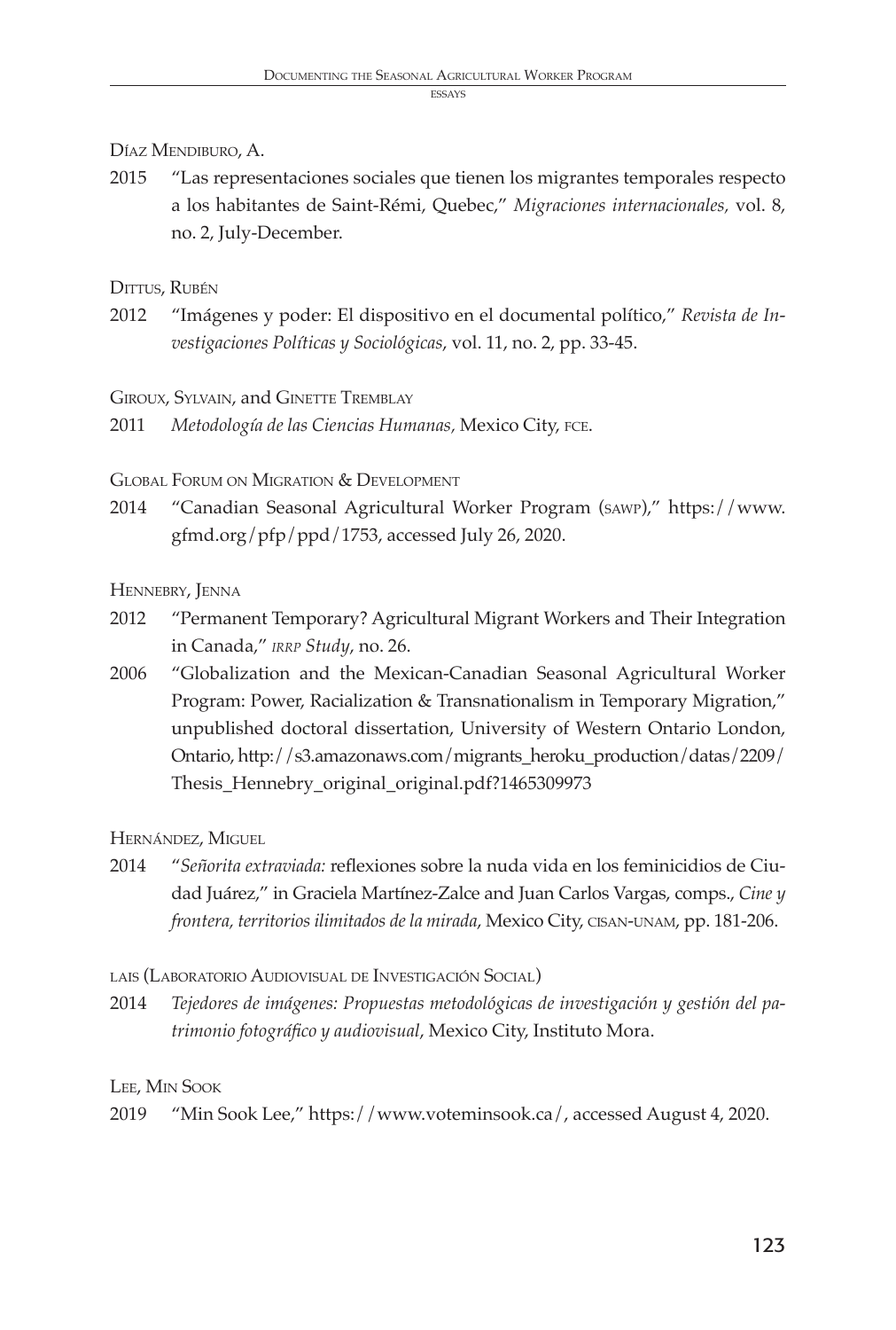Díaz Mendiburo, A.

2015 "Las representaciones sociales que tienen los migrantes temporales respecto a los habitantes de Saint-Rémi, Quebec," *Migraciones internacionales,* vol. 8, no. 2, July-December.

Dittus, Rubén

2012 "Imágenes y poder: El dispositivo en el documental político," *Revista de Investigaciones Políticas y Sociológicas*, vol. 11, no. 2, pp. 33-45.

Giroux, Sylvain, and Ginette Tremblay

2011 *Metodología de las Ciencias Humanas,* Mexico City, fce.

Global Forum on Migration & Development

2014 "Canadian Seasonal Agricultural Worker Program (sawp)," https://www.gfmd.org/pfp/ppd/1753, accessed July 26, 2020.

Hennebry, Jenna

2012 "Permanent Temporary? Agricultural Migrant Workers and Their Integration in Canada," *irrp Study*, no. 26.

2006 "Globalization and the Mexican-Canadian Seasonal Agricultural Worker Program: Power, Racialization & Transnationalism in Temporary Migration," unpublished doctoral dissertation, University of Western Ontario London, Ontario, http://s3.amazonaws.com/migrants_heroku_production/datas/2209/Thesis_Hennebry_original_original.pdf?1465309973

Hernández, Miguel

2014 "*Señorita extraviada:* reflexiones sobre la nuda vida en los feminicidios de Ciudad Juárez," in Graciela Martínez-Zalce and Juan Carlos Vargas, comps., *Cine y frontera, territorios ilimitados de la mirada*, Mexico City, cisan-unam, pp. 181-206.

lais (Laboratorio Audiovisual de Investigación Social)

2014 *Tejedores de imágenes: Propuestas metodológicas de investigación y gestión del patrimonio fotográfico y audiovisual*, Mexico City, Instituto Mora.

Lee, Min Sook

2019 "Min Sook Lee," https://www.voteminsook.ca/, accessed August 4, 2020.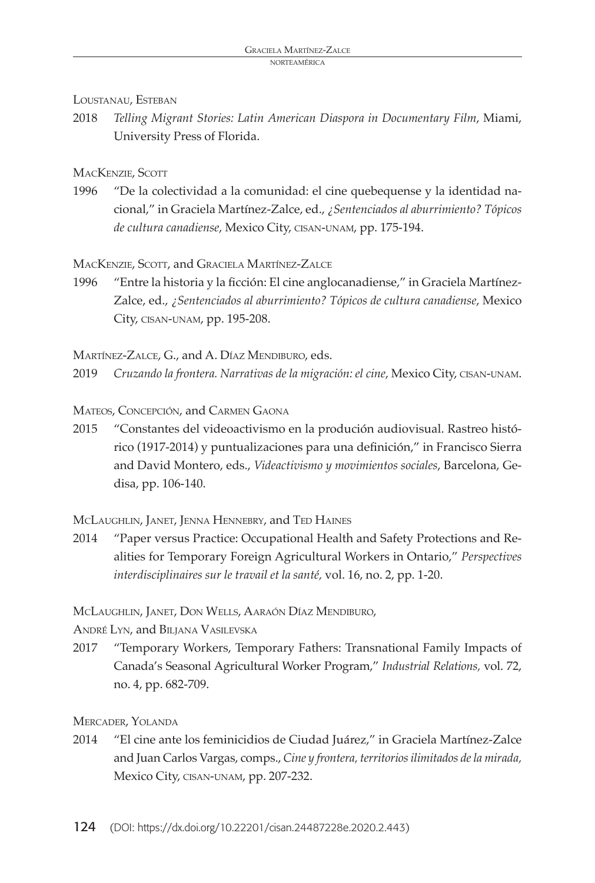Loustanau, Esteban

2018 *Telling Migrant Stories: Latin American Diaspora in Documentary Film*, Miami, University Press of Florida.

MacKenzie, Scott

1996 "De la colectividad a la comunidad: el cine quebequense y la identidad nacional," in Graciela Martínez-Zalce, ed., *¿Sentenciados al aburrimiento? Tópicos de cultura canadiense*, Mexico City, cisan-unam, pp. 175-194.

MacKenzie, Scott, and Graciela Martínez-Zalce

1996 "Entre la historia y la ficción: El cine anglocanadiense," in Graciela Martínez-Zalce, ed., *¿Sentenciados al aburrimiento? Tópicos de cultura canadiense*, Mexico City, cisan-unam, pp. 195-208.

Martínez-Zalce, G., and A. Díaz Mendiburo, eds.

2019 *Cruzando la frontera. Narrativas de la migración: el cine*, Mexico City, cisan-unam.

Mateos, Concepción, and Carmen Gaona

2015 "Constantes del videoactivismo en la produción audiovisual. Rastreo histórico (1917-2014) y puntualizaciones para una definición," in Francisco Sierra and David Montero, eds., *Videactivismo y movimientos sociales,* Barcelona, Gedisa, pp. 106-140.

McLaughlin, Janet, Jenna Hennebry, and Ted Haines

2014 "Paper versus Practice: Occupational Health and Safety Protections and Realities for Temporary Foreign Agricultural Workers in Ontario," *Perspectives interdisciplinaires sur le travail et la santé,* vol. 16, no. 2, pp. 1-20.

McLaughlin, Janet, Don Wells, Aaraón Díaz Mendiburo, André Lyn, and Biljana Vasilevska

2017 "Temporary Workers, Temporary Fathers: Transnational Family Impacts of Canada's Seasonal Agricultural Worker Program," *Industrial Relations,* vol. 72, no. 4, pp. 682-709.

Mercader, Yolanda

2014 "El cine ante los feminicidios de Ciudad Juárez," in Graciela Martínez-Zalce and Juan Carlos Vargas, comps., *Cine y frontera, territorios ilimitados de la mirada,* Mexico City, cisan-unam, pp. 207-232.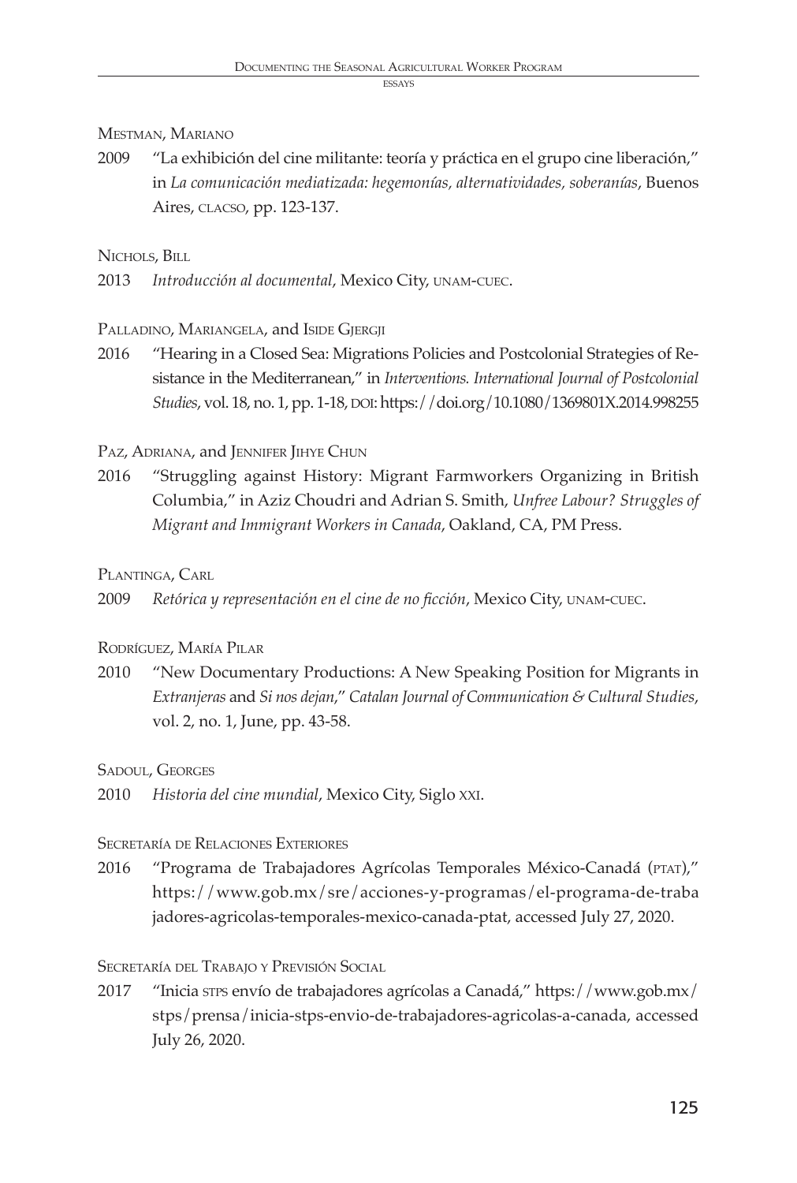Mestman, Mariano

2009 "La exhibición del cine militante: teoría y práctica en el grupo cine liberación," in *La comunicación mediatizada: hegemonías, alternatividades, soberanías*, Buenos Aires, clacso, pp. 123-137.

Nichols, Bill

2013 *Introducción al documental*, Mexico City, unam-cuec.

Palladino, Mariangela, and Iside Gjergji

2016 "Hearing in a Closed Sea: Migrations Policies and Postcolonial Strategies of Resistance in the Mediterranean," in *Interventions. International Journal of Postcolonial Studies*, vol. 18, no. 1, pp. 1-18, doi: https://doi.org/10.1080/1369801X.2014.998255

Paz, Adriana, and Jennifer Jihye Chun

2016 "Struggling against History: Migrant Farmworkers Organizing in British Columbia," in Aziz Choudri and Adrian S. Smith, *Unfree Labour? Struggles of Migrant and Immigrant Workers in Canada*, Oakland, CA, PM Press.

Plantinga, Carl

2009 *Retórica y representación en el cine de no ficción*, Mexico City, unam-cuec.

Rodríguez, María Pilar

2010 "New Documentary Productions: A New Speaking Position for Migrants in *Extranjeras* and *Si nos dejan*," *Catalan Journal of Communication & Cultural Studies*, vol. 2, no. 1, June, pp. 43-58.

Sadoul, Georges

2010 *Historia del cine mundial*, Mexico City, Siglo xxi.

Secretaría de Relaciones Exteriores

2016 "Programa de Trabajadores Agrícolas Temporales México-Canadá (ptat)," https://www.gob.mx/sre/acciones-y-programas/el-programa-de-trabajadores-agricolas-temporales-mexico-canada-ptat, accessed July 27, 2020.

Secretaría del Trabajo y Previsión Social

2017 "Inicia stps envío de trabajadores agrícolas a Canadá," https://www.gob.mx/stps/prensa/inicia-stps-envio-de-trabajadores-agricolas-a-canada, accessed July 26, 2020.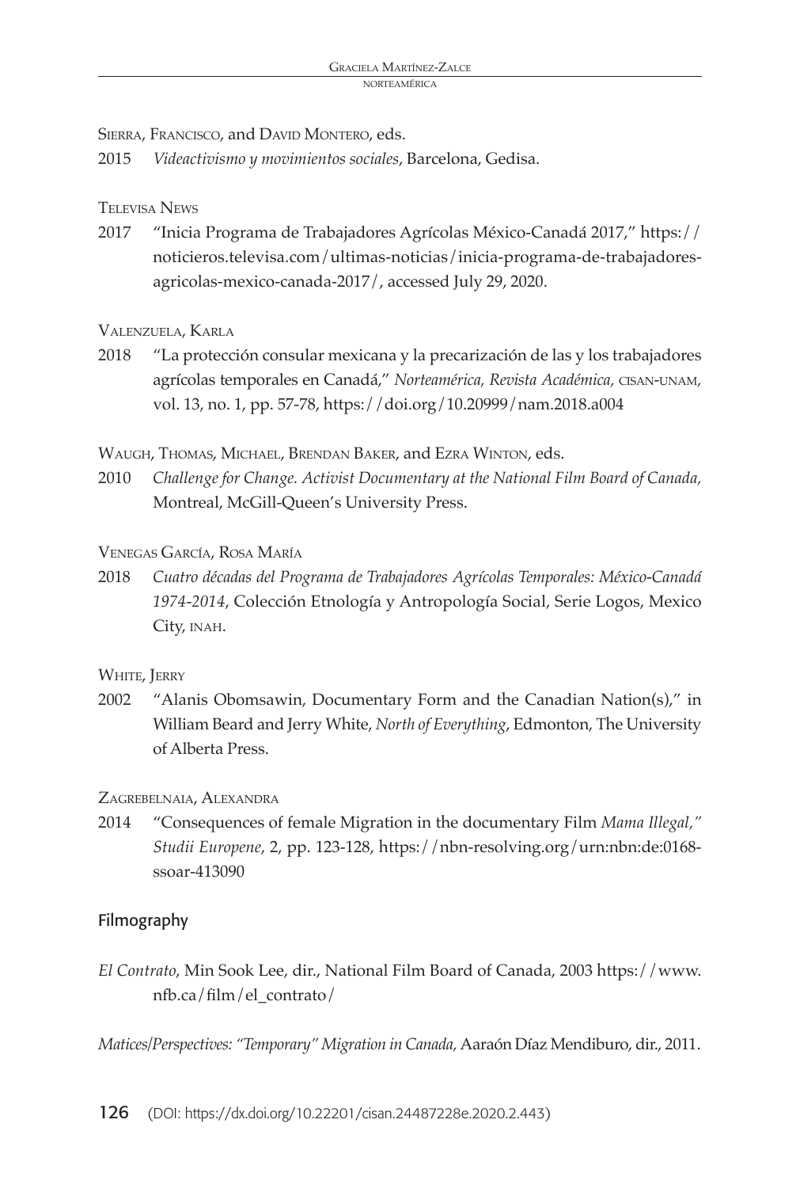SIERRA, FRANCISCO, and DAVID MONTERO, eds.

2015 *Videactivismo y movimientos sociales*, Barcelona, Gedisa.

TELEVISA NEWS

2017 "Inicia Programa de Trabajadores Agrícolas México-Canadá 2017," https://noticieros.televisa.com/ultimas-noticias/inicia-programa-de-trabajadores-agricolas-mexico-canada-2017/, accessed July 29, 2020.

VALENZUELA, KARLA

2018 "La protección consular mexicana y la precarización de las y los trabajadores agrícolas temporales en Canadá," *Norteamérica, Revista Académica,* CISAN-UNAM, vol. 13, no. 1, pp. 57-78, https://doi.org/10.20999/nam.2018.a004

WAUGH, THOMAS, MICHAEL, BRENDAN BAKER, and EZRA WINTON, eds.

2010 *Challenge for Change. Activist Documentary at the National Film Board of Canada,* Montreal, McGill-Queen's University Press.

VENEGAS GARCÍA, ROSA MARÍA

2018 *Cuatro décadas del Programa de Trabajadores Agrícolas Temporales: México-Canadá 1974-2014*, Colección Etnología y Antropología Social, Serie Logos, Mexico City, INAH.

WHITE, JERRY

2002 "Alanis Obomsawin, Documentary Form and the Canadian Nation(s)," in William Beard and Jerry White, *North of Everything*, Edmonton, The University of Alberta Press.

ZAGREBELNAIA, ALEXANDRA

2014 "Consequences of female Migration in the documentary Film *Mama Illegal,*" *Studii Europene*, 2, pp. 123-128, https://nbn-resolving.org/urn:nbn:de:0168-ssoar-413090

## Filmography

*El Contrato*, Min Sook Lee, dir., National Film Board of Canada, 2003 https://www.nfb.ca/film/el_contrato/

*Matices/Perspectives: "Temporary" Migration in Canada,* Aaraón Díaz Mendiburo, dir., 2011.